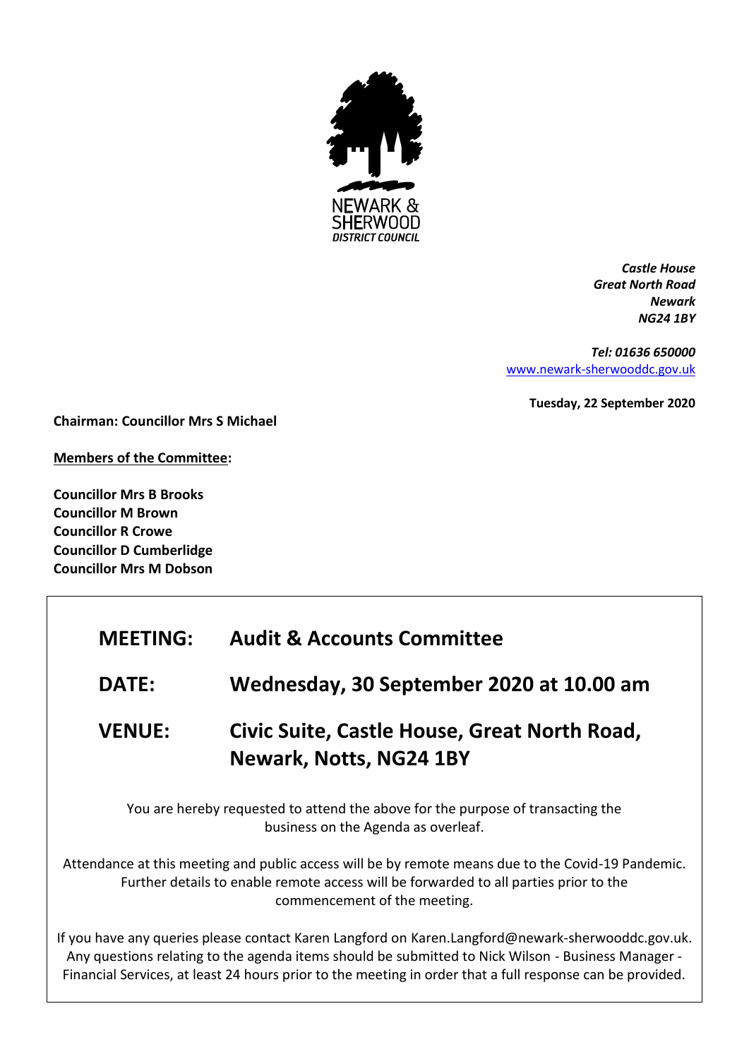NEWARK & SHERWOOD DISTRICT COUNCIL

*Castle House*
*Great North Road*
*Newark*
*NG24 1BY*

*Tel: 01636 650000*
[www.newark-sherwooddc.gov.uk](http://www.newark-sherwooddc.gov.uk)

**Tuesday, 22 September 2020**

**Chairman: Councillor Mrs S Michael**

**Members of the Committee:**

**Councillor Mrs B Brooks**
**Councillor M Brown**
**Councillor R Crowe**
**Councillor D Cumberlidge**
**Councillor Mrs M Dobson**

| | |
|---|---|
| **MEETING:** | **Audit & Accounts Committee** |
| **DATE:** | **Wednesday, 30 September 2020 at 10.00 am** |
| **VENUE:** | **Civic Suite, Castle House, Great North Road, Newark, Notts, NG24 1BY** |

You are hereby requested to attend the above for the purpose of transacting the business on the Agenda as overleaf.

Attendance at this meeting and public access will be by remote means due to the Covid-19 Pandemic. Further details to enable remote access will be forwarded to all parties prior to the commencement of the meeting.

If you have any queries please contact Karen Langford on Karen.Langford@newark-sherwooddc.gov.uk. Any questions relating to the agenda items should be submitted to Nick Wilson - Business Manager - Financial Services, at least 24 hours prior to the meeting in order that a full response can be provided.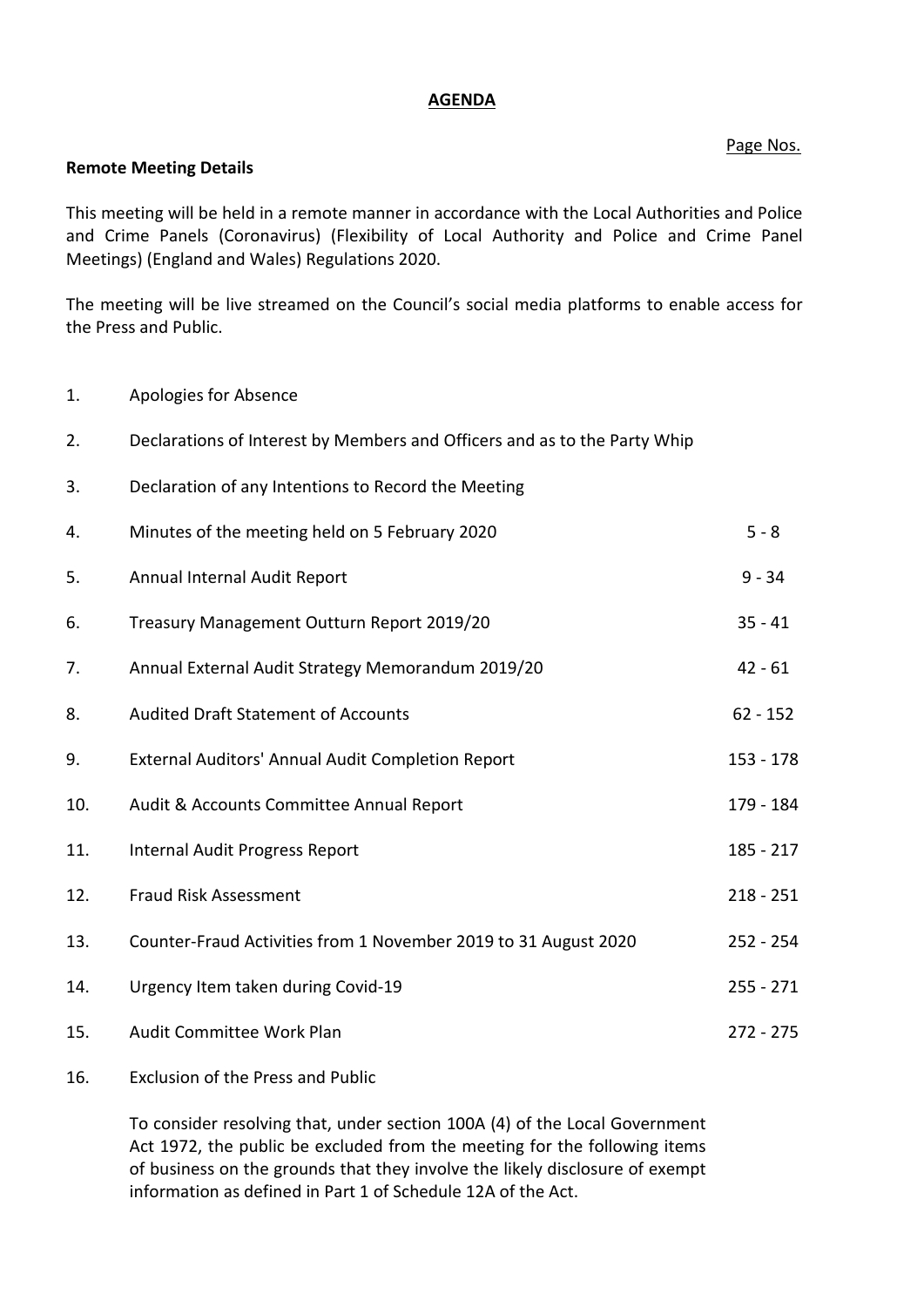# AGENDA

Page Nos.

**Remote Meeting Details**

This meeting will be held in a remote manner in accordance with the Local Authorities and Police and Crime Panels (Coronavirus) (Flexibility of Local Authority and Police and Crime Panel Meetings) (England and Wales) Regulations 2020.

The meeting will be live streamed on the Council's social media platforms to enable access for the Press and Public.

| | | |
|---|---|---|
| 1. | Apologies for Absence | |
| 2. | Declarations of Interest by Members and Officers and as to the Party Whip | |
| 3. | Declaration of any Intentions to Record the Meeting | |
| 4. | Minutes of the meeting held on 5 February 2020 | 5 - 8 |
| 5. | Annual Internal Audit Report | 9 - 34 |
| 6. | Treasury Management Outturn Report 2019/20 | 35 - 41 |
| 7. | Annual External Audit Strategy Memorandum 2019/20 | 42 - 61 |
| 8. | Audited Draft Statement of Accounts | 62 - 152 |
| 9. | External Auditors' Annual Audit Completion Report | 153 - 178 |
| 10. | Audit & Accounts Committee Annual Report | 179 - 184 |
| 11. | Internal Audit Progress Report | 185 - 217 |
| 12. | Fraud Risk Assessment | 218 - 251 |
| 13. | Counter-Fraud Activities from 1 November 2019 to 31 August 2020 | 252 - 254 |
| 14. | Urgency Item taken during Covid-19 | 255 - 271 |
| 15. | Audit Committee Work Plan | 272 - 275 |
| 16. | Exclusion of the Press and Public | |

To consider resolving that, under section 100A (4) of the Local Government Act 1972, the public be excluded from the meeting for the following items of business on the grounds that they involve the likely disclosure of exempt information as defined in Part 1 of Schedule 12A of the Act.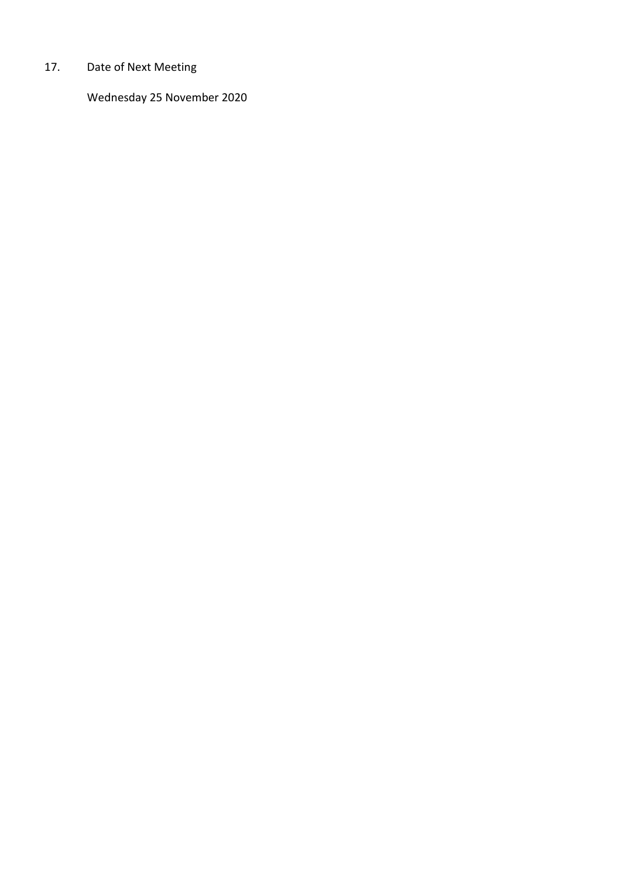17. Date of Next Meeting

    Wednesday 25 November 2020